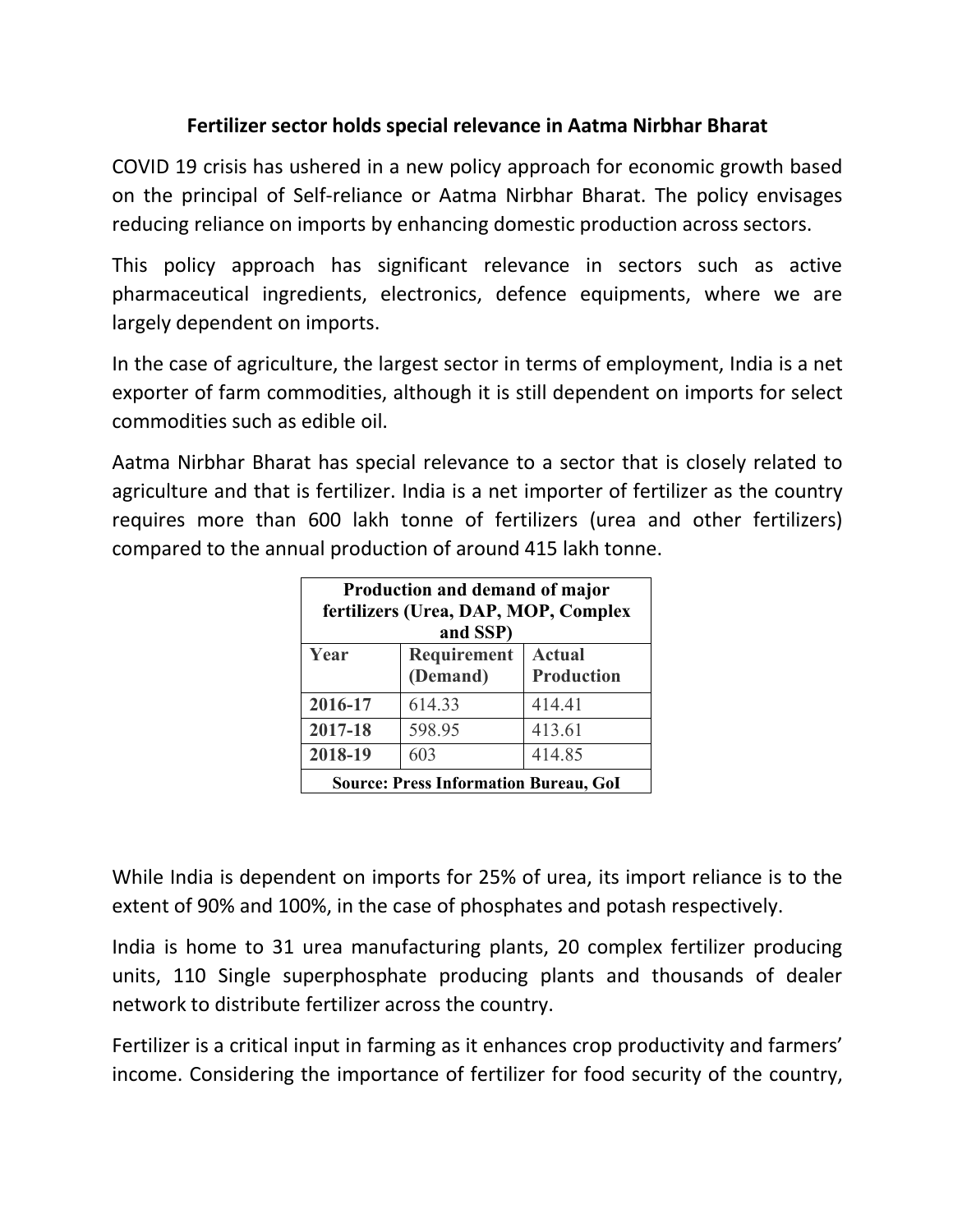# Fertilizer sector holds special relevance in Aatma Nirbhar Bharat

COVID 19 crisis has ushered in a new policy approach for economic growth based on the principal of Self-reliance or Aatma Nirbhar Bharat. The policy envisages reducing reliance on imports by enhancing domestic production across sectors.

This policy approach has significant relevance in sectors such as active pharmaceutical ingredients, electronics, defence equipments, where we are largely dependent on imports.

In the case of agriculture, the largest sector in terms of employment, India is a net exporter of farm commodities, although it is still dependent on imports for select commodities such as edible oil.

Aatma Nirbhar Bharat has special relevance to a sector that is closely related to agriculture and that is fertilizer. India is a net importer of fertilizer as the country requires more than 600 lakh tonne of fertilizers (urea and other fertilizers) compared to the annual production of around 415 lakh tonne.

**Production and demand of major fertilizers (Urea, DAP, MOP, Complex and SSP)**

| Year | Requirement (Demand) | Actual Production |
|---|---|---|
| **2016-17** | 614.33 | 414.41 |
| **2017-18** | 598.95 | 413.61 |
| **2018-19** | 603 | 414.85 |

**Source: Press Information Bureau, GoI**

While India is dependent on imports for 25% of urea, its import reliance is to the extent of 90% and 100%, in the case of phosphates and potash respectively.

India is home to 31 urea manufacturing plants, 20 complex fertilizer producing units, 110 Single superphosphate producing plants and thousands of dealer network to distribute fertilizer across the country.

Fertilizer is a critical input in farming as it enhances crop productivity and farmers' income. Considering the importance of fertilizer for food security of the country,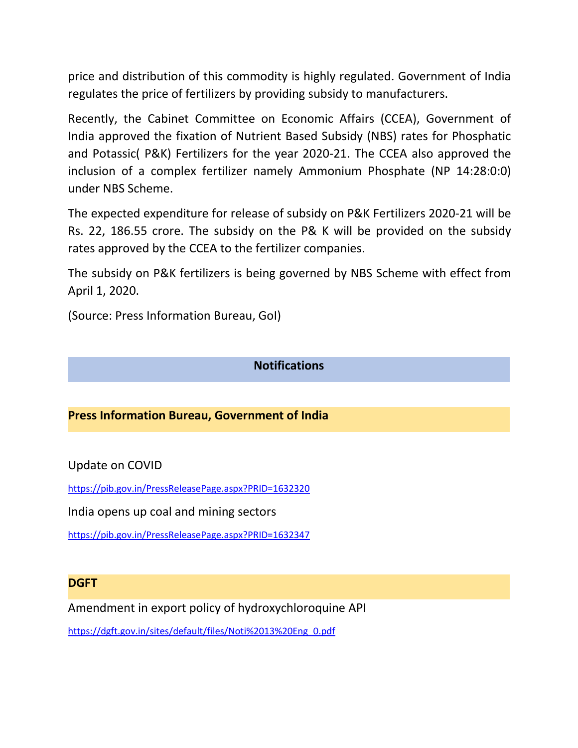price and distribution of this commodity is highly regulated. Government of India regulates the price of fertilizers by providing subsidy to manufacturers.

Recently, the Cabinet Committee on Economic Affairs (CCEA), Government of India approved the fixation of Nutrient Based Subsidy (NBS) rates for Phosphatic and Potassic( P&K) Fertilizers for the year 2020-21. The CCEA also approved the inclusion of a complex fertilizer namely Ammonium Phosphate (NP 14:28:0:0) under NBS Scheme.

The expected expenditure for release of subsidy on P&K Fertilizers 2020-21 will be Rs. 22, 186.55 crore. The subsidy on the P& K will be provided on the subsidy rates approved by the CCEA to the fertilizer companies.

The subsidy on P&K fertilizers is being governed by NBS Scheme with effect from April 1, 2020.

(Source: Press Information Bureau, GoI)

## Notifications

### Press Information Bureau, Government of India

Update on COVID

https://pib.gov.in/PressReleasePage.aspx?PRID=1632320

India opens up coal and mining sectors

https://pib.gov.in/PressReleasePage.aspx?PRID=1632347

### DGFT

Amendment in export policy of hydroxychloroquine API

https://dgft.gov.in/sites/default/files/Noti%2013%20Eng_0.pdf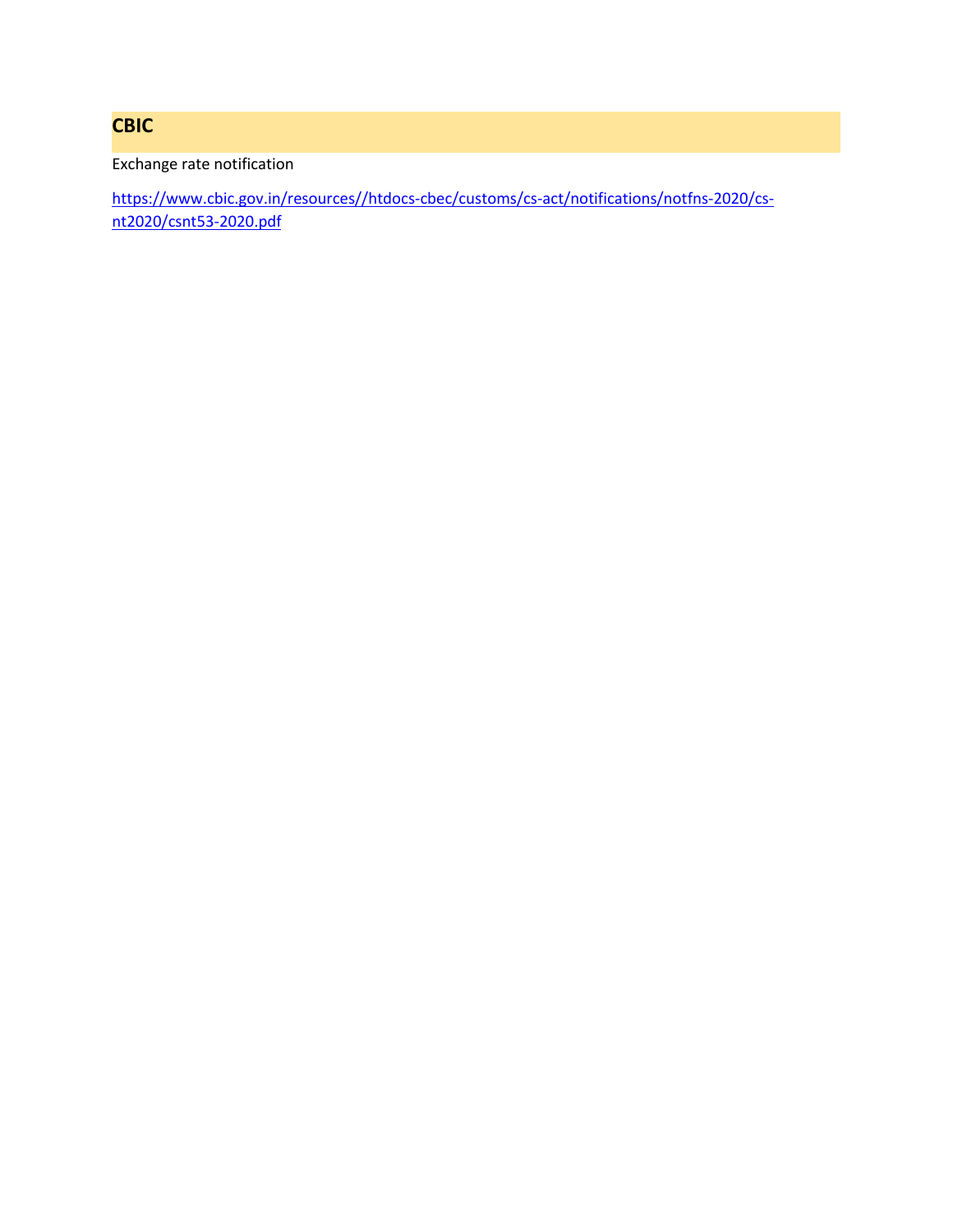**CBIC**

Exchange rate notification

https://www.cbic.gov.in/resources//htdocs-cbec/customs/cs-act/notifications/notfns-2020/cs-nt2020/csnt53-2020.pdf